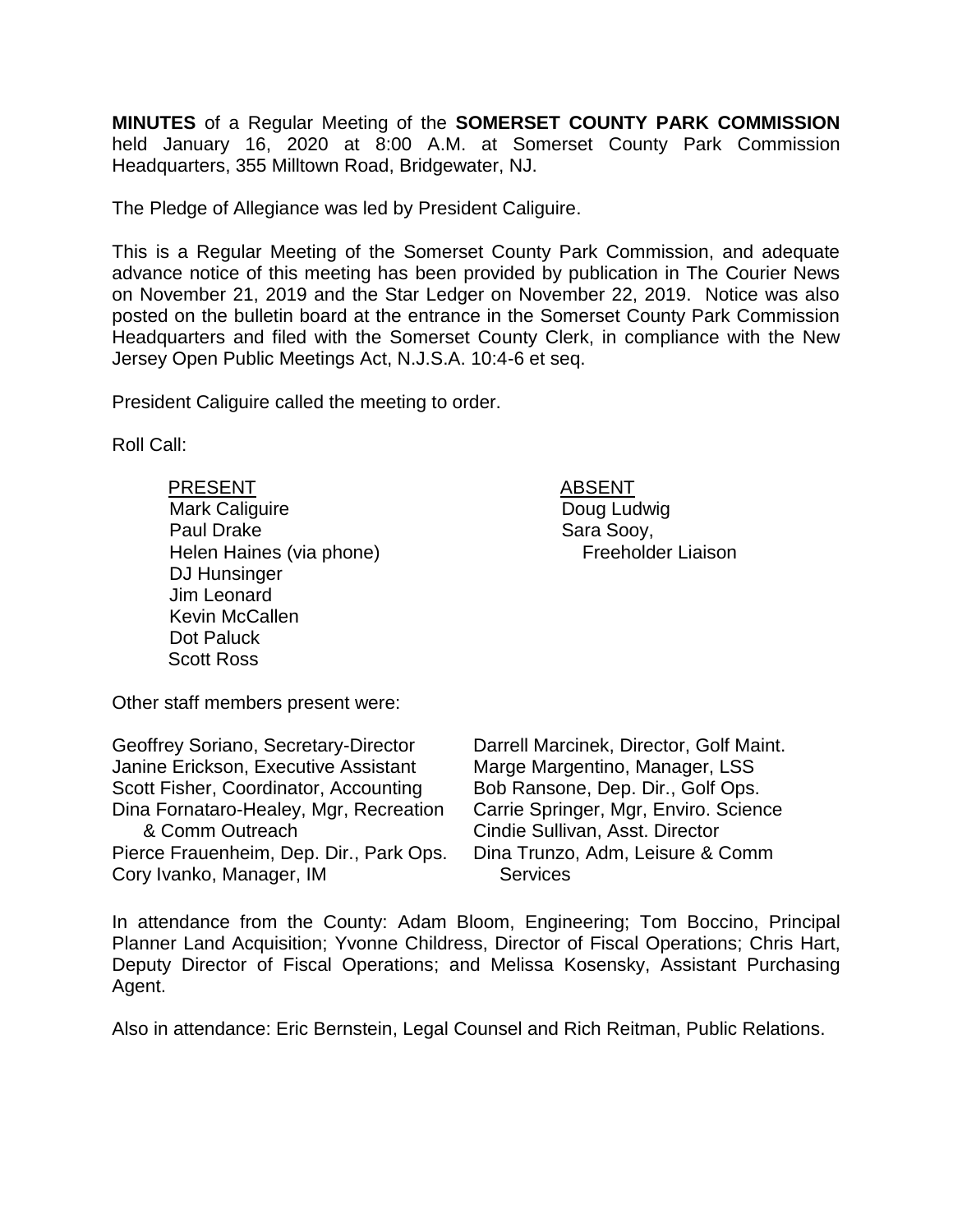**MINUTES** of a Regular Meeting of the **SOMERSET COUNTY PARK COMMISSION** held January 16, 2020 at 8:00 A.M. at Somerset County Park Commission Headquarters, 355 Milltown Road, Bridgewater, NJ.

The Pledge of Allegiance was led by President Caliguire.

This is a Regular Meeting of the Somerset County Park Commission, and adequate advance notice of this meeting has been provided by publication in The Courier News on November 21, 2019 and the Star Ledger on November 22, 2019. Notice was also posted on the bulletin board at the entrance in the Somerset County Park Commission Headquarters and filed with the Somerset County Clerk, in compliance with the New Jersey Open Public Meetings Act, N.J.S.A. 10:4-6 et seq.

President Caliguire called the meeting to order.

Roll Call:

| PRESENT | ABSENT |
|---|---|
| Mark Caliguire | Doug Ludwig |
| Paul Drake | Sara Sooy, Freeholder Liaison |
| Helen Haines (via phone) | |
| DJ Hunsinger | |
| Jim Leonard | |
| Kevin McCallen | |
| Dot Paluck | |
| Scott Ross | |

Other staff members present were:

Geoffrey Soriano, Secretary-Director
Janine Erickson, Executive Assistant
Scott Fisher, Coordinator, Accounting
Dina Fornataro-Healey, Mgr, Recreation & Comm Outreach
Pierce Frauenheim, Dep. Dir., Park Ops.
Cory Ivanko, Manager, IM
Darrell Marcinek, Director, Golf Maint.
Marge Margentino, Manager, LSS
Bob Ransone, Dep. Dir., Golf Ops.
Carrie Springer, Mgr, Enviro. Science
Cindie Sullivan, Asst. Director
Dina Trunzo, Adm, Leisure & Comm Services

In attendance from the County: Adam Bloom, Engineering; Tom Boccino, Principal Planner Land Acquisition; Yvonne Childress, Director of Fiscal Operations; Chris Hart, Deputy Director of Fiscal Operations; and Melissa Kosensky, Assistant Purchasing Agent.

Also in attendance: Eric Bernstein, Legal Counsel and Rich Reitman, Public Relations.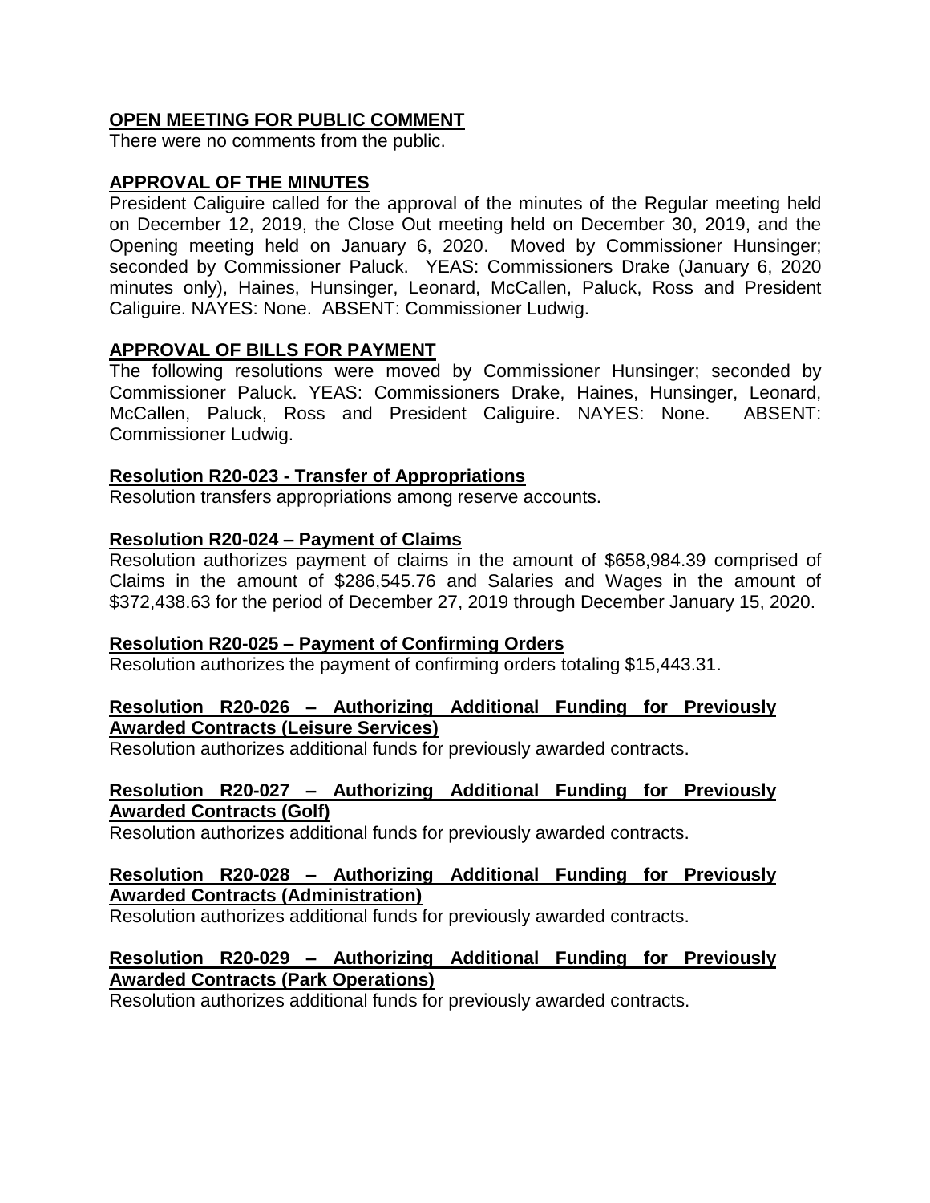## OPEN MEETING FOR PUBLIC COMMENT

There were no comments from the public.

## APPROVAL OF THE MINUTES

President Caliguire called for the approval of the minutes of the Regular meeting held on December 12, 2019, the Close Out meeting held on December 30, 2019, and the Opening meeting held on January 6, 2020. Moved by Commissioner Hunsinger; seconded by Commissioner Paluck. YEAS: Commissioners Drake (January 6, 2020 minutes only), Haines, Hunsinger, Leonard, McCallen, Paluck, Ross and President Caliguire. NAYES: None. ABSENT: Commissioner Ludwig.

## APPROVAL OF BILLS FOR PAYMENT

The following resolutions were moved by Commissioner Hunsinger; seconded by Commissioner Paluck. YEAS: Commissioners Drake, Haines, Hunsinger, Leonard, McCallen, Paluck, Ross and President Caliguire. NAYES: None. ABSENT: Commissioner Ludwig.

### Resolution R20-023 - Transfer of Appropriations

Resolution transfers appropriations among reserve accounts.

### Resolution R20-024 – Payment of Claims

Resolution authorizes payment of claims in the amount of $658,984.39 comprised of Claims in the amount of $286,545.76 and Salaries and Wages in the amount of $372,438.63 for the period of December 27, 2019 through December January 15, 2020.

### Resolution R20-025 – Payment of Confirming Orders

Resolution authorizes the payment of confirming orders totaling $15,443.31.

### Resolution R20-026 – Authorizing Additional Funding for Previously Awarded Contracts (Leisure Services)

Resolution authorizes additional funds for previously awarded contracts.

### Resolution R20-027 – Authorizing Additional Funding for Previously Awarded Contracts (Golf)

Resolution authorizes additional funds for previously awarded contracts.

### Resolution R20-028 – Authorizing Additional Funding for Previously Awarded Contracts (Administration)

Resolution authorizes additional funds for previously awarded contracts.

### Resolution R20-029 – Authorizing Additional Funding for Previously Awarded Contracts (Park Operations)

Resolution authorizes additional funds for previously awarded contracts.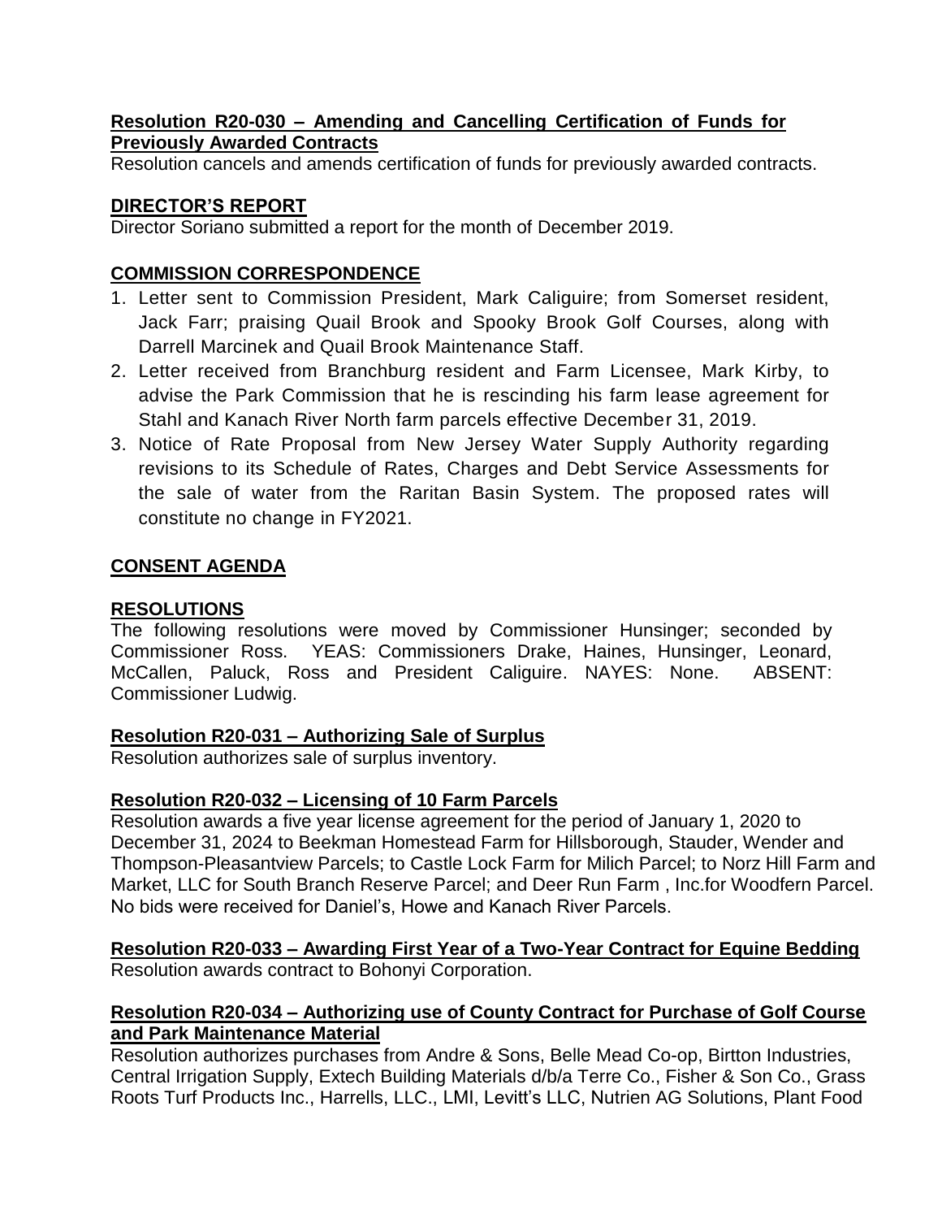**Resolution R20-030 – Amending and Cancelling Certification of Funds for Previously Awarded Contracts**

Resolution cancels and amends certification of funds for previously awarded contracts.

**DIRECTOR'S REPORT**

Director Soriano submitted a report for the month of December 2019.

**COMMISSION CORRESPONDENCE**

1. Letter sent to Commission President, Mark Caliguire; from Somerset resident, Jack Farr; praising Quail Brook and Spooky Brook Golf Courses, along with Darrell Marcinek and Quail Brook Maintenance Staff.
2. Letter received from Branchburg resident and Farm Licensee, Mark Kirby, to advise the Park Commission that he is rescinding his farm lease agreement for Stahl and Kanach River North farm parcels effective December 31, 2019.
3. Notice of Rate Proposal from New Jersey Water Supply Authority regarding revisions to its Schedule of Rates, Charges and Debt Service Assessments for the sale of water from the Raritan Basin System. The proposed rates will constitute no change in FY2021.

**CONSENT AGENDA**

**RESOLUTIONS**

The following resolutions were moved by Commissioner Hunsinger; seconded by Commissioner Ross. YEAS: Commissioners Drake, Haines, Hunsinger, Leonard, McCallen, Paluck, Ross and President Caliguire. NAYES: None. ABSENT: Commissioner Ludwig.

**Resolution R20-031 – Authorizing Sale of Surplus**

Resolution authorizes sale of surplus inventory.

**Resolution R20-032 – Licensing of 10 Farm Parcels**

Resolution awards a five year license agreement for the period of January 1, 2020 to December 31, 2024 to Beekman Homestead Farm for Hillsborough, Stauder, Wender and Thompson-Pleasantview Parcels; to Castle Lock Farm for Milich Parcel; to Norz Hill Farm and Market, LLC for South Branch Reserve Parcel; and Deer Run Farm , Inc.for Woodfern Parcel. No bids were received for Daniel's, Howe and Kanach River Parcels.

**Resolution R20-033 – Awarding First Year of a Two-Year Contract for Equine Bedding**

Resolution awards contract to Bohonyi Corporation.

**Resolution R20-034 – Authorizing use of County Contract for Purchase of Golf Course and Park Maintenance Material**

Resolution authorizes purchases from Andre & Sons, Belle Mead Co-op, Birtton Industries, Central Irrigation Supply, Extech Building Materials d/b/a Terre Co., Fisher & Son Co., Grass Roots Turf Products Inc., Harrells, LLC., LMI, Levitt's LLC, Nutrien AG Solutions, Plant Food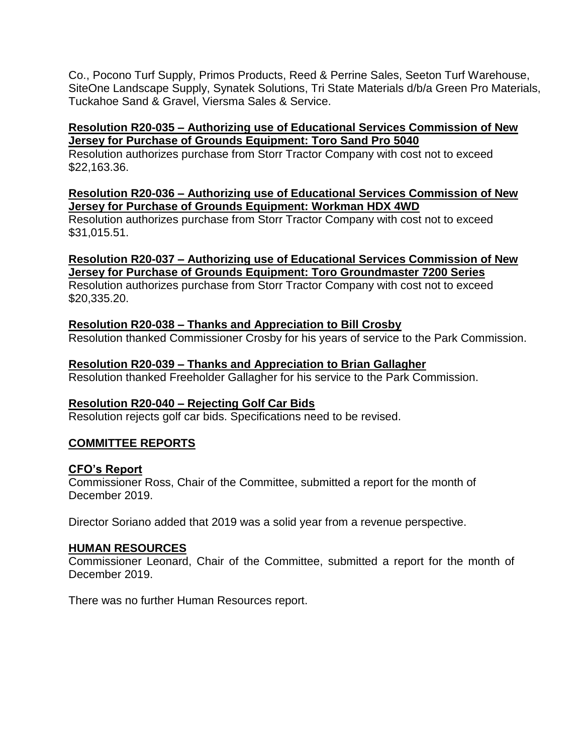Co., Pocono Turf Supply, Primos Products, Reed & Perrine Sales, Seeton Turf Warehouse, SiteOne Landscape Supply, Synatek Solutions, Tri State Materials d/b/a Green Pro Materials, Tuckahoe Sand & Gravel, Viersma Sales & Service.

**Resolution R20-035 – Authorizing use of Educational Services Commission of New Jersey for Purchase of Grounds Equipment: Toro Sand Pro 5040**

Resolution authorizes purchase from Storr Tractor Company with cost not to exceed $22,163.36.

**Resolution R20-036 – Authorizing use of Educational Services Commission of New Jersey for Purchase of Grounds Equipment: Workman HDX 4WD**

Resolution authorizes purchase from Storr Tractor Company with cost not to exceed $31,015.51.

**Resolution R20-037 – Authorizing use of Educational Services Commission of New Jersey for Purchase of Grounds Equipment: Toro Groundmaster 7200 Series**

Resolution authorizes purchase from Storr Tractor Company with cost not to exceed $20,335.20.

**Resolution R20-038 – Thanks and Appreciation to Bill Crosby**

Resolution thanked Commissioner Crosby for his years of service to the Park Commission.

**Resolution R20-039 – Thanks and Appreciation to Brian Gallagher**

Resolution thanked Freeholder Gallagher for his service to the Park Commission.

**Resolution R20-040 – Rejecting Golf Car Bids**

Resolution rejects golf car bids. Specifications need to be revised.

## COMMITTEE REPORTS

### CFO's Report

Commissioner Ross, Chair of the Committee, submitted a report for the month of December 2019.

Director Soriano added that 2019 was a solid year from a revenue perspective.

### HUMAN RESOURCES

Commissioner Leonard, Chair of the Committee, submitted a report for the month of December 2019.

There was no further Human Resources report.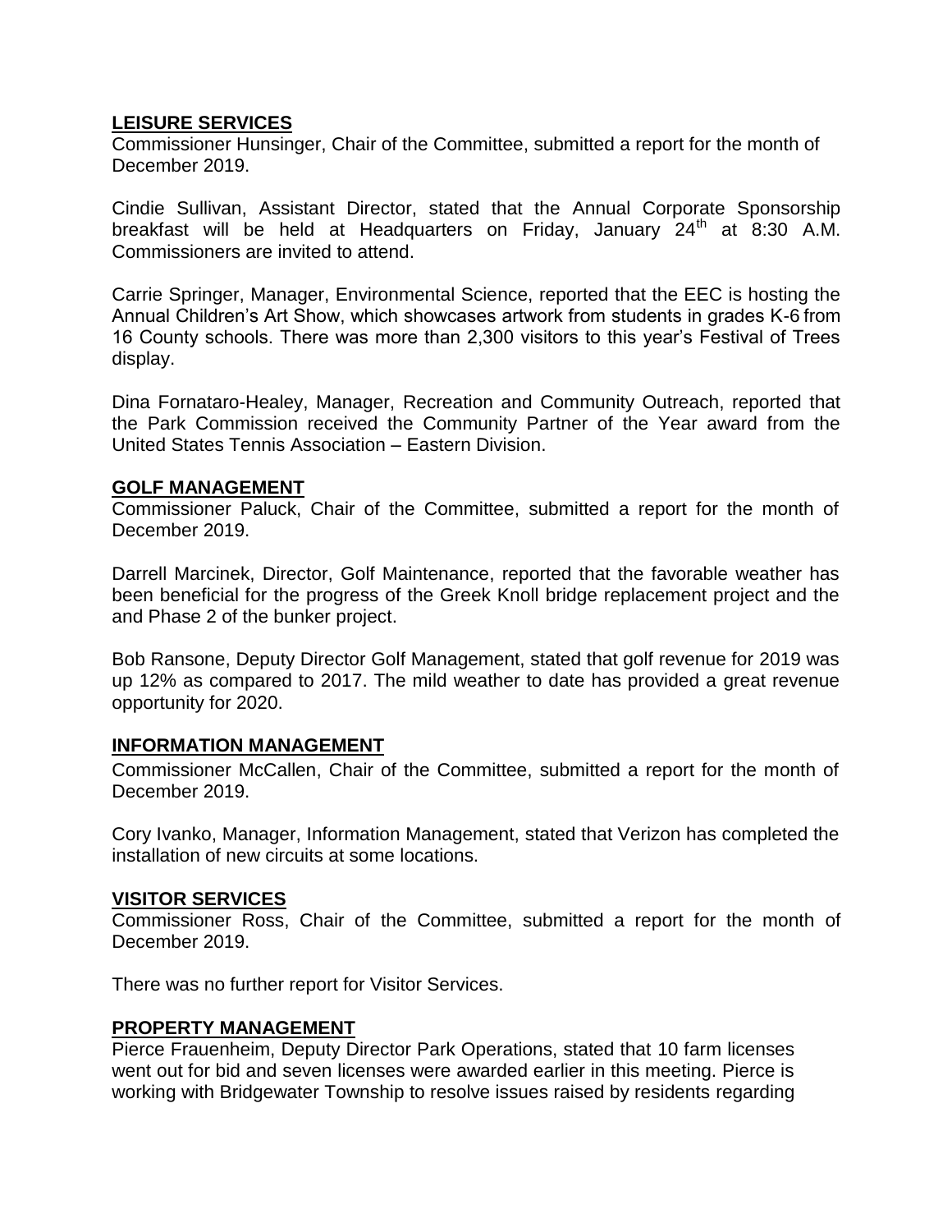## LEISURE SERVICES

Commissioner Hunsinger, Chair of the Committee, submitted a report for the month of December 2019.

Cindie Sullivan, Assistant Director, stated that the Annual Corporate Sponsorship breakfast will be held at Headquarters on Friday, January 24th at 8:30 A.M. Commissioners are invited to attend.

Carrie Springer, Manager, Environmental Science, reported that the EEC is hosting the Annual Children's Art Show, which showcases artwork from students in grades K-6 from 16 County schools. There was more than 2,300 visitors to this year's Festival of Trees display.

Dina Fornataro-Healey, Manager, Recreation and Community Outreach, reported that the Park Commission received the Community Partner of the Year award from the United States Tennis Association – Eastern Division.

## GOLF MANAGEMENT

Commissioner Paluck, Chair of the Committee, submitted a report for the month of December 2019.

Darrell Marcinek, Director, Golf Maintenance, reported that the favorable weather has been beneficial for the progress of the Greek Knoll bridge replacement project and the and Phase 2 of the bunker project.

Bob Ransone, Deputy Director Golf Management, stated that golf revenue for 2019 was up 12% as compared to 2017. The mild weather to date has provided a great revenue opportunity for 2020.

## INFORMATION MANAGEMENT

Commissioner McCallen, Chair of the Committee, submitted a report for the month of December 2019.

Cory Ivanko, Manager, Information Management, stated that Verizon has completed the installation of new circuits at some locations.

## VISITOR SERVICES

Commissioner Ross, Chair of the Committee, submitted a report for the month of December 2019.

There was no further report for Visitor Services.

## PROPERTY MANAGEMENT

Pierce Frauenheim, Deputy Director Park Operations, stated that 10 farm licenses went out for bid and seven licenses were awarded earlier in this meeting. Pierce is working with Bridgewater Township to resolve issues raised by residents regarding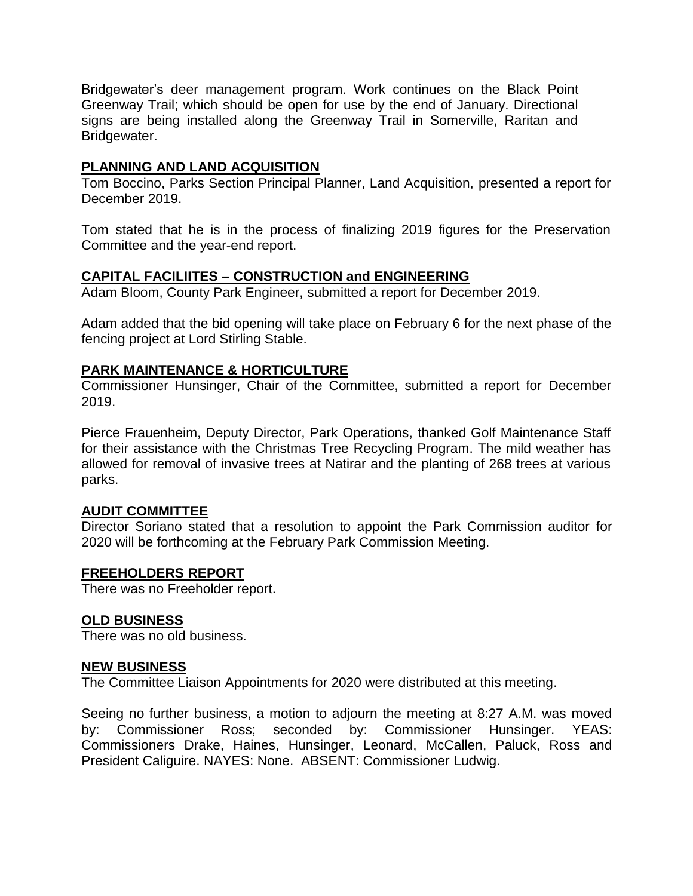Bridgewater's deer management program. Work continues on the Black Point Greenway Trail; which should be open for use by the end of January. Directional signs are being installed along the Greenway Trail in Somerville, Raritan and Bridgewater.

## PLANNING AND LAND ACQUISITION

Tom Boccino, Parks Section Principal Planner, Land Acquisition, presented a report for December 2019.

Tom stated that he is in the process of finalizing 2019 figures for the Preservation Committee and the year-end report.

## CAPITAL FACILIITES – CONSTRUCTION and ENGINEERING

Adam Bloom, County Park Engineer, submitted a report for December 2019.

Adam added that the bid opening will take place on February 6 for the next phase of the fencing project at Lord Stirling Stable.

## PARK MAINTENANCE & HORTICULTURE

Commissioner Hunsinger, Chair of the Committee, submitted a report for December 2019.

Pierce Frauenheim, Deputy Director, Park Operations, thanked Golf Maintenance Staff for their assistance with the Christmas Tree Recycling Program. The mild weather has allowed for removal of invasive trees at Natirar and the planting of 268 trees at various parks.

## AUDIT COMMITTEE

Director Soriano stated that a resolution to appoint the Park Commission auditor for 2020 will be forthcoming at the February Park Commission Meeting.

## FREEHOLDERS REPORT

There was no Freeholder report.

## OLD BUSINESS

There was no old business.

## NEW BUSINESS

The Committee Liaison Appointments for 2020 were distributed at this meeting.

Seeing no further business, a motion to adjourn the meeting at 8:27 A.M. was moved by: Commissioner Ross; seconded by: Commissioner Hunsinger. YEAS: Commissioners Drake, Haines, Hunsinger, Leonard, McCallen, Paluck, Ross and President Caliguire. NAYES: None. ABSENT: Commissioner Ludwig.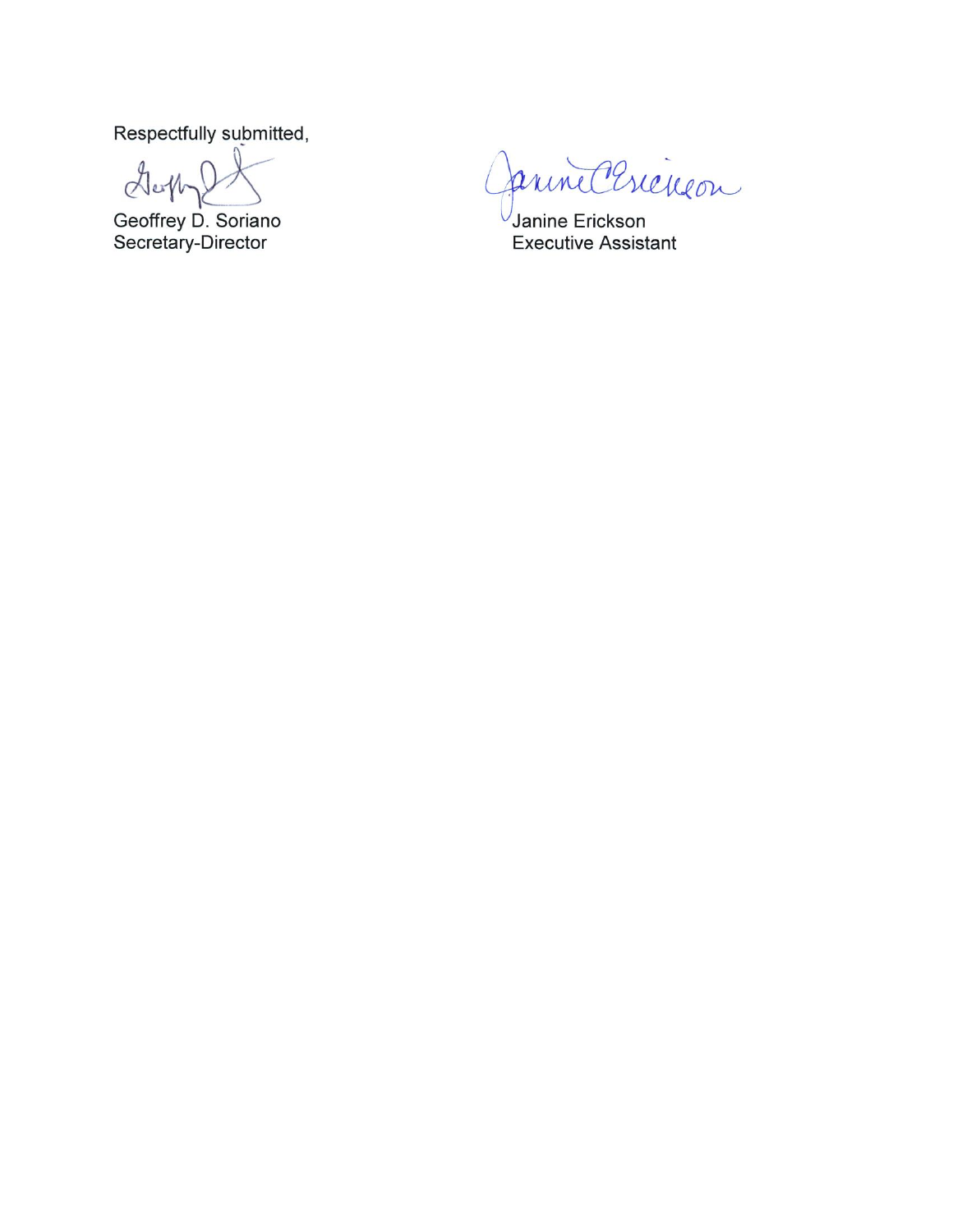Respectfully submitted,

Geoffrey D. Soriano
Secretary-Director

Janine Erickson
Executive Assistant